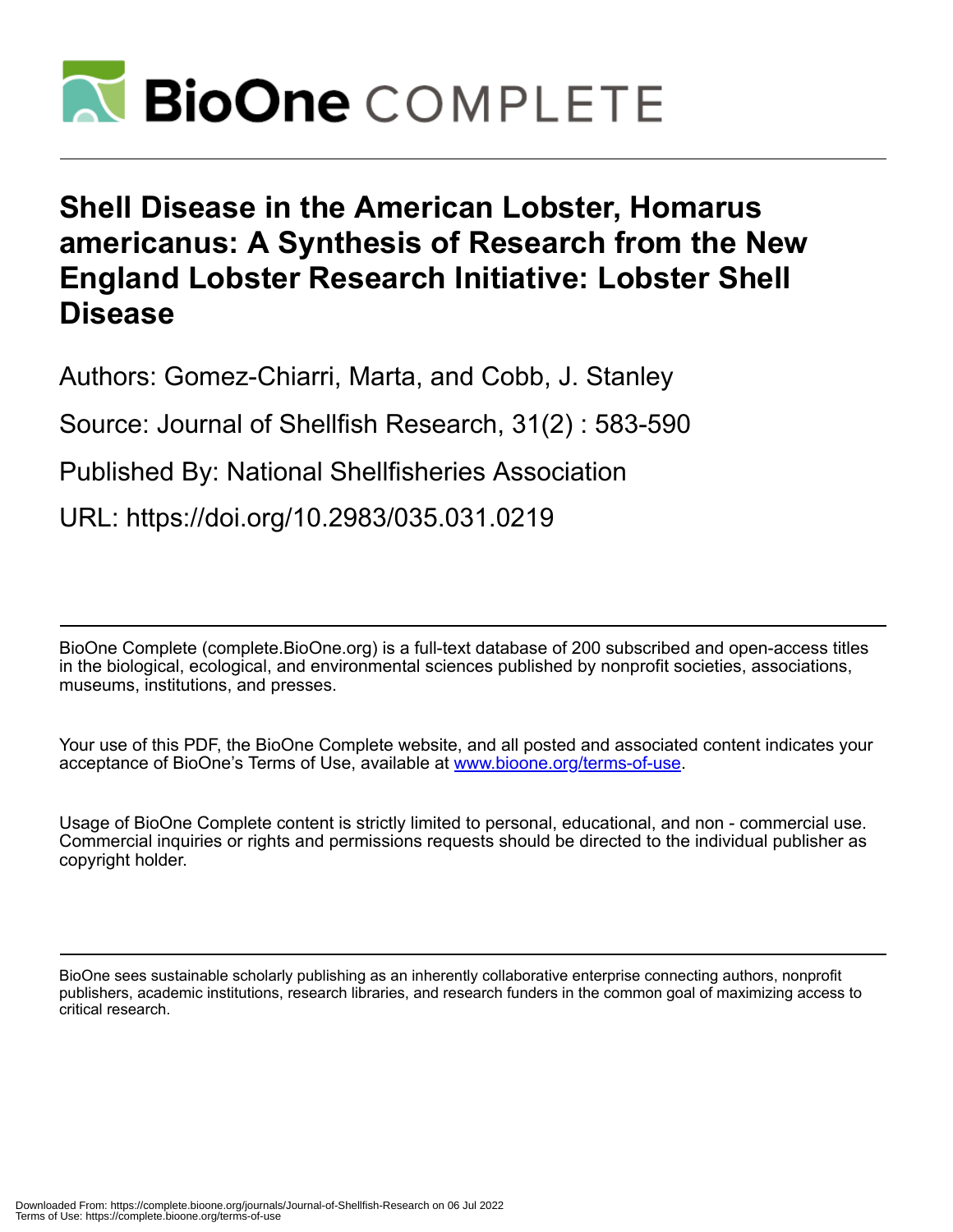# Shell Disease in the American Lobster, Homarus americanus: A Synthesis of Research from the New England Lobster Research Initiative: Lobster Shell Disease

Authors: Gomez-Chiarri, Marta, and Cobb, J. Stanley

Source: Journal of Shellfish Research, 31(2) : 583-590

Published By: National Shellfisheries Association

URL: https://doi.org/10.2983/035.031.0219

BioOne Complete (complete.BioOne.org) is a full-text database of 200 subscribed and open-access titles in the biological, ecological, and environmental sciences published by nonprofit societies, associations, museums, institutions, and presses.

Your use of this PDF, the BioOne Complete website, and all posted and associated content indicates your acceptance of BioOne's Terms of Use, available at www.bioone.org/terms-of-use.

Usage of BioOne Complete content is strictly limited to personal, educational, and non - commercial use. Commercial inquiries or rights and permissions requests should be directed to the individual publisher as copyright holder.

BioOne sees sustainable scholarly publishing as an inherently collaborative enterprise connecting authors, nonprofit publishers, academic institutions, research libraries, and research funders in the common goal of maximizing access to critical research.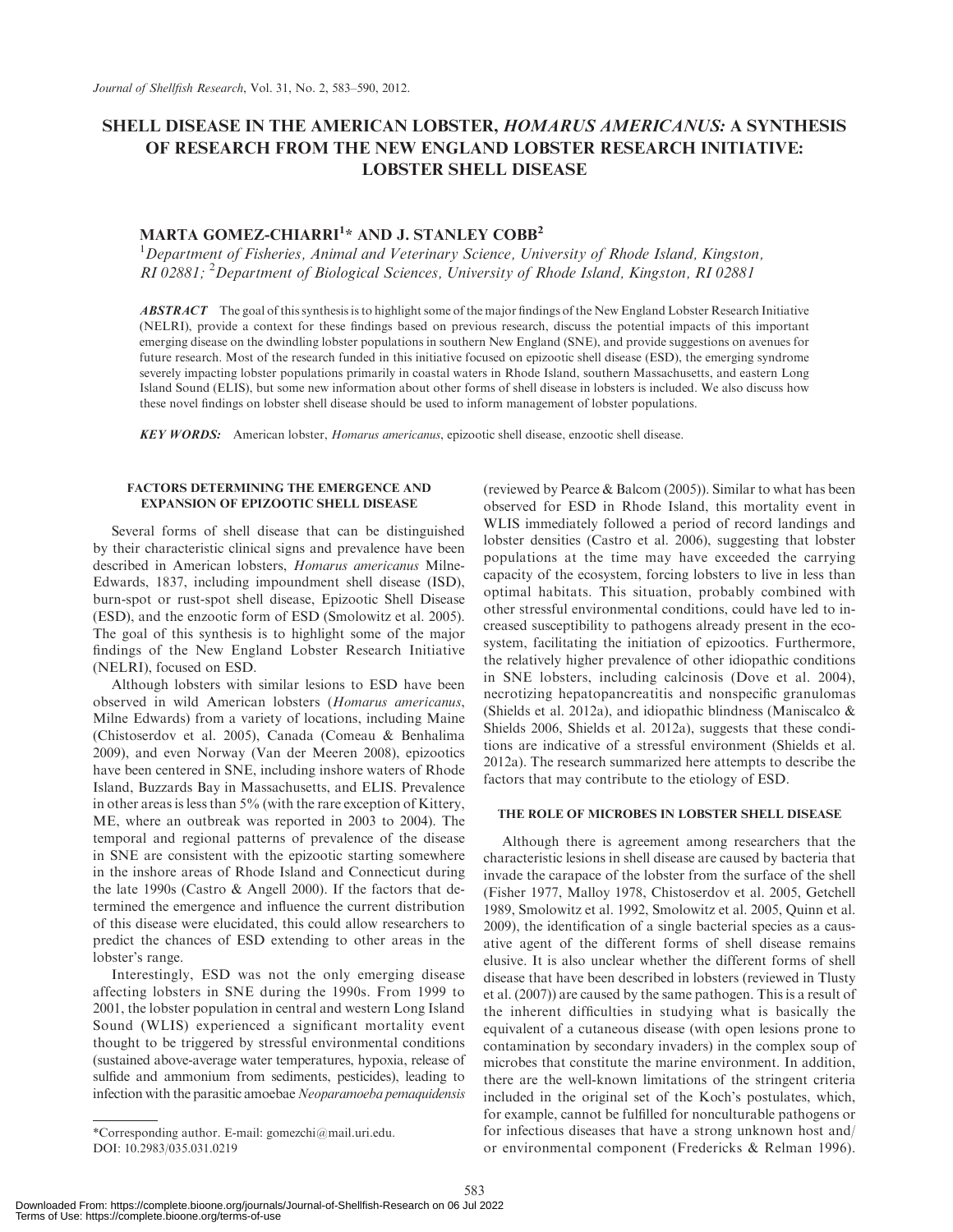# SHELL DISEASE IN THE AMERICAN LOBSTER, *HOMARUS AMERICANUS:* A SYNTHESIS OF RESEARCH FROM THE NEW ENGLAND LOBSTER RESEARCH INITIATIVE: LOBSTER SHELL DISEASE

## MARTA GOMEZ-CHIARRI[1]* AND J. STANLEY COBB[2]

[1]*Department of Fisheries, Animal and Veterinary Science, University of Rhode Island, Kingston, RI 02881;* [2]*Department of Biological Sciences, University of Rhode Island, Kingston, RI 02881*

***ABSTRACT*** The goal of this synthesis is to highlight some of the major findings of the New England Lobster Research Initiative (NELRI), provide a context for these findings based on previous research, discuss the potential impacts of this important emerging disease on the dwindling lobster populations in southern New England (SNE), and provide suggestions on avenues for future research. Most of the research funded in this initiative focused on epizootic shell disease (ESD), the emerging syndrome severely impacting lobster populations primarily in coastal waters in Rhode Island, southern Massachusetts, and eastern Long Island Sound (ELIS), but some new information about other forms of shell disease in lobsters is included. We also discuss how these novel findings on lobster shell disease should be used to inform management of lobster populations.

***KEY WORDS:*** American lobster, *Homarus americanus*, epizootic shell disease, enzootic shell disease.

### FACTORS DETERMINING THE EMERGENCE AND EXPANSION OF EPIZOOTIC SHELL DISEASE

Several forms of shell disease that can be distinguished by their characteristic clinical signs and prevalence have been described in American lobsters, *Homarus americanus* Milne-Edwards, 1837, including impoundment shell disease (ISD), burn-spot or rust-spot shell disease, Epizootic Shell Disease (ESD), and the enzootic form of ESD (Smolowitz et al. 2005). The goal of this synthesis is to highlight some of the major findings of the New England Lobster Research Initiative (NELRI), focused on ESD.

Although lobsters with similar lesions to ESD have been observed in wild American lobsters (*Homarus americanus*, Milne Edwards) from a variety of locations, including Maine (Chistoserdov et al. 2005), Canada (Comeau & Benhalima 2009), and even Norway (Van der Meeren 2008), epizootics have been centered in SNE, including inshore waters of Rhode Island, Buzzards Bay in Massachusetts, and ELIS. Prevalence in other areas is less than 5% (with the rare exception of Kittery, ME, where an outbreak was reported in 2003 to 2004). The temporal and regional patterns of prevalence of the disease in SNE are consistent with the epizootic starting somewhere in the inshore areas of Rhode Island and Connecticut during the late 1990s (Castro & Angell 2000). If the factors that determined the emergence and influence the current distribution of this disease were elucidated, this could allow researchers to predict the chances of ESD extending to other areas in the lobster's range.

Interestingly, ESD was not the only emerging disease affecting lobsters in SNE during the 1990s. From 1999 to 2001, the lobster population in central and western Long Island Sound (WLIS) experienced a significant mortality event thought to be triggered by stressful environmental conditions (sustained above-average water temperatures, hypoxia, release of sulfide and ammonium from sediments, pesticides), leading to infection with the parasitic amoebae *Neoparamoeba pemaquidensis* (reviewed by Pearce & Balcom (2005)). Similar to what has been observed for ESD in Rhode Island, this mortality event in WLIS immediately followed a period of record landings and lobster densities (Castro et al. 2006), suggesting that lobster populations at the time may have exceeded the carrying capacity of the ecosystem, forcing lobsters to live in less than optimal habitats. This situation, probably combined with other stressful environmental conditions, could have led to increased susceptibility to pathogens already present in the ecosystem, facilitating the initiation of epizootics. Furthermore, the relatively higher prevalence of other idiopathic conditions in SNE lobsters, including calcinosis (Dove et al. 2004), necrotizing hepatopancreatitis and nonspecific granulomas (Shields et al. 2012a), and idiopathic blindness (Maniscalco & Shields 2006, Shields et al. 2012a), suggests that these conditions are indicative of a stressful environment (Shields et al. 2012a). The research summarized here attempts to describe the factors that may contribute to the etiology of ESD.

### THE ROLE OF MICROBES IN LOBSTER SHELL DISEASE

Although there is agreement among researchers that the characteristic lesions in shell disease are caused by bacteria that invade the carapace of the lobster from the surface of the shell (Fisher 1977, Malloy 1978, Chistoserdov et al. 2005, Getchell 1989, Smolowitz et al. 1992, Smolowitz et al. 2005, Quinn et al. 2009), the identification of a single bacterial species as a causative agent of the different forms of shell disease remains elusive. It is also unclear whether the different forms of shell disease that have been described in lobsters (reviewed in Tlusty et al. (2007)) are caused by the same pathogen. This is a result of the inherent difficulties in studying what is basically the equivalent of a cutaneous disease (with open lesions prone to contamination by secondary invaders) in the complex soup of microbes that constitute the marine environment. In addition, there are the well-known limitations of the stringent criteria included in the original set of the Koch's postulates, which, for example, cannot be fulfilled for nonculturable pathogens or for infectious diseases that have a strong unknown host and/or environmental component (Fredericks & Relman 1996).

*Corresponding author. E-mail: gomezchi@mail.uri.edu.
DOI: 10.2983/035.031.0219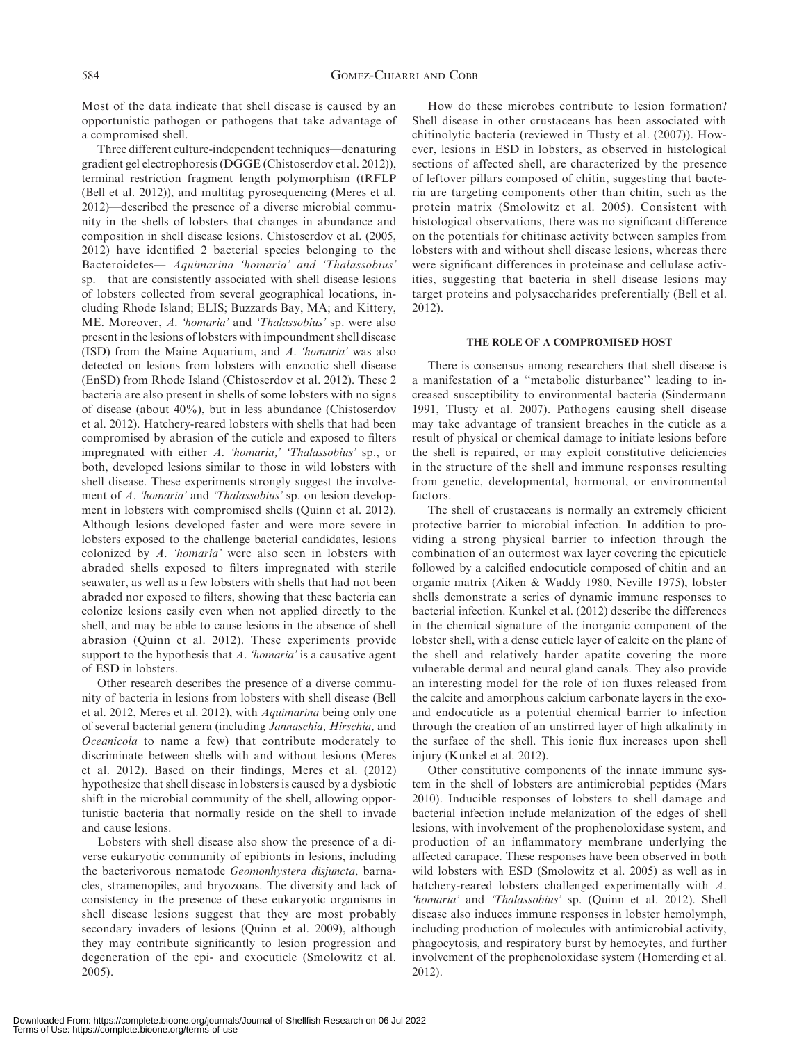Most of the data indicate that shell disease is caused by an opportunistic pathogen or pathogens that take advantage of a compromised shell.

Three different culture-independent techniques—denaturing gradient gel electrophoresis (DGGE (Chistoserdov et al. 2012)), terminal restriction fragment length polymorphism (tRFLP (Bell et al. 2012)), and multitag pyrosequencing (Meres et al. 2012)—described the presence of a diverse microbial community in the shells of lobsters that changes in abundance and composition in shell disease lesions. Chistoserdov et al. (2005, 2012) have identified 2 bacterial species belonging to the Bacteroidetes— *Aquimarina 'homaria' and 'Thalassobius'* sp.—that are consistently associated with shell disease lesions of lobsters collected from several geographical locations, including Rhode Island; ELIS; Buzzards Bay, MA; and Kittery, ME. Moreover, *A. 'homaria'* and *'Thalassobius'* sp. were also present in the lesions of lobsters with impoundment shell disease (ISD) from the Maine Aquarium, and *A. 'homaria'* was also detected on lesions from lobsters with enzootic shell disease (EnSD) from Rhode Island (Chistoserdov et al. 2012). These 2 bacteria are also present in shells of some lobsters with no signs of disease (about 40%), but in less abundance (Chistoserdov et al. 2012). Hatchery-reared lobsters with shells that had been compromised by abrasion of the cuticle and exposed to filters impregnated with either *A. 'homaria,' 'Thalassobius'* sp., or both, developed lesions similar to those in wild lobsters with shell disease. These experiments strongly suggest the involvement of *A. 'homaria'* and *'Thalassobius'* sp. on lesion development in lobsters with compromised shells (Quinn et al. 2012). Although lesions developed faster and were more severe in lobsters exposed to the challenge bacterial candidates, lesions colonized by *A. 'homaria'* were also seen in lobsters with abraded shells exposed to filters impregnated with sterile seawater, as well as a few lobsters with shells that had not been abraded nor exposed to filters, showing that these bacteria can colonize lesions easily even when not applied directly to the shell, and may be able to cause lesions in the absence of shell abrasion (Quinn et al. 2012). These experiments provide support to the hypothesis that *A. 'homaria'* is a causative agent of ESD in lobsters.

Other research describes the presence of a diverse community of bacteria in lesions from lobsters with shell disease (Bell et al. 2012, Meres et al. 2012), with *Aquimarina* being only one of several bacterial genera (including *Jannaschia, Hirschia,* and *Oceanicola* to name a few) that contribute moderately to discriminate between shells with and without lesions (Meres et al. 2012). Based on their findings, Meres et al. (2012) hypothesize that shell disease in lobsters is caused by a dysbiotic shift in the microbial community of the shell, allowing opportunistic bacteria that normally reside on the shell to invade and cause lesions.

Lobsters with shell disease also show the presence of a diverse eukaryotic community of epibionts in lesions, including the bacterivorous nematode *Geomonhystera disjuncta,* barnacles, stramenopiles, and bryozoans. The diversity and lack of consistency in the presence of these eukaryotic organisms in shell disease lesions suggest that they are most probably secondary invaders of lesions (Quinn et al. 2009), although they may contribute significantly to lesion progression and degeneration of the epi- and exocuticle (Smolowitz et al. 2005).

How do these microbes contribute to lesion formation? Shell disease in other crustaceans has been associated with chitinolytic bacteria (reviewed in Tlusty et al. (2007)). However, lesions in ESD in lobsters, as observed in histological sections of affected shell, are characterized by the presence of leftover pillars composed of chitin, suggesting that bacteria are targeting components other than chitin, such as the protein matrix (Smolowitz et al. 2005). Consistent with histological observations, there was no significant difference on the potentials for chitinase activity between samples from lobsters with and without shell disease lesions, whereas there were significant differences in proteinase and cellulase activities, suggesting that bacteria in shell disease lesions may target proteins and polysaccharides preferentially (Bell et al. 2012).

## THE ROLE OF A COMPROMISED HOST

There is consensus among researchers that shell disease is a manifestation of a "metabolic disturbance" leading to increased susceptibility to environmental bacteria (Sindermann 1991, Tlusty et al. 2007). Pathogens causing shell disease may take advantage of transient breaches in the cuticle as a result of physical or chemical damage to initiate lesions before the shell is repaired, or may exploit constitutive deficiencies in the structure of the shell and immune responses resulting from genetic, developmental, hormonal, or environmental factors.

The shell of crustaceans is normally an extremely efficient protective barrier to microbial infection. In addition to providing a strong physical barrier to infection through the combination of an outermost wax layer covering the epicuticle followed by a calcified endocuticle composed of chitin and an organic matrix (Aiken & Waddy 1980, Neville 1975), lobster shells demonstrate a series of dynamic immune responses to bacterial infection. Kunkel et al. (2012) describe the differences in the chemical signature of the inorganic component of the lobster shell, with a dense cuticle layer of calcite on the plane of the shell and relatively harder apatite covering the more vulnerable dermal and neural gland canals. They also provide an interesting model for the role of ion fluxes released from the calcite and amorphous calcium carbonate layers in the exo- and endocuticle as a potential chemical barrier to infection through the creation of an unstirred layer of high alkalinity in the surface of the shell. This ionic flux increases upon shell injury (Kunkel et al. 2012).

Other constitutive components of the innate immune system in the shell of lobsters are antimicrobial peptides (Mars 2010). Inducible responses of lobsters to shell damage and bacterial infection include melanization of the edges of shell lesions, with involvement of the prophenoloxidase system, and production of an inflammatory membrane underlying the affected carapace. These responses have been observed in both wild lobsters with ESD (Smolowitz et al. 2005) as well as in hatchery-reared lobsters challenged experimentally with *A. 'homaria'* and *'Thalassobius'* sp. (Quinn et al. 2012). Shell disease also induces immune responses in lobster hemolymph, including production of molecules with antimicrobial activity, phagocytosis, and respiratory burst by hemocytes, and further involvement of the prophenoloxidase system (Homerding et al. 2012).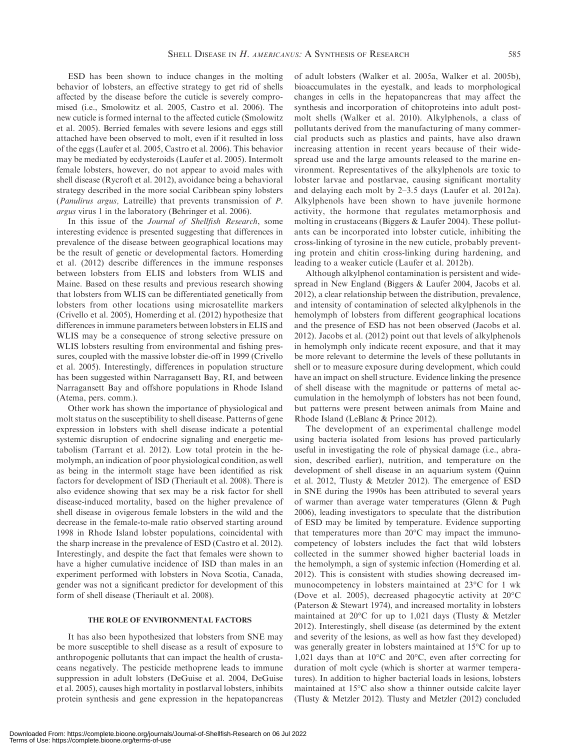ESD has been shown to induce changes in the molting behavior of lobsters, an effective strategy to get rid of shells affected by the disease before the cuticle is severely compromised (i.e., Smolowitz et al. 2005, Castro et al. 2006). The new cuticle is formed internal to the affected cuticle (Smolowitz et al. 2005). Berried females with severe lesions and eggs still attached have been observed to molt, even if it resulted in loss of the eggs (Laufer et al. 2005, Castro et al. 2006). This behavior may be mediated by ecdysteroids (Laufer et al. 2005). Intermolt female lobsters, however, do not appear to avoid males with shell disease (Rycroft et al. 2012), avoidance being a behavioral strategy described in the more social Caribbean spiny lobsters (*Panulirus argus,* Latreille) that prevents transmission of *P. argus* virus 1 in the laboratory (Behringer et al. 2006).

In this issue of the *Journal of Shellfish Research*, some interesting evidence is presented suggesting that differences in prevalence of the disease between geographical locations may be the result of genetic or developmental factors. Homerding et al. (2012) describe differences in the immune responses between lobsters from ELIS and lobsters from WLIS and Maine. Based on these results and previous research showing that lobsters from WLIS can be differentiated genetically from lobsters from other locations using microsatellite markers (Crivello et al. 2005), Homerding et al. (2012) hypothesize that differences in immune parameters between lobsters in ELIS and WLIS may be a consequence of strong selective pressure on WLIS lobsters resulting from environmental and fishing pressures, coupled with the massive lobster die-off in 1999 (Crivello et al. 2005). Interestingly, differences in population structure has been suggested within Narragansett Bay, RI, and between Narragansett Bay and offshore populations in Rhode Island (Atema, pers. comm.).

Other work has shown the importance of physiological and molt status on the susceptibility to shell disease. Patterns of gene expression in lobsters with shell disease indicate a potential systemic disruption of endocrine signaling and energetic metabolism (Tarrant et al. 2012). Low total protein in the hemolymph, an indication of poor physiological condition, as well as being in the intermolt stage have been identified as risk factors for development of ISD (Theriault et al. 2008). There is also evidence showing that sex may be a risk factor for shell disease-induced mortality, based on the higher prevalence of shell disease in ovigerous female lobsters in the wild and the decrease in the female-to-male ratio observed starting around 1998 in Rhode Island lobster populations, coincidental with the sharp increase in the prevalence of ESD (Castro et al. 2012). Interestingly, and despite the fact that females were shown to have a higher cumulative incidence of ISD than males in an experiment performed with lobsters in Nova Scotia, Canada, gender was not a significant predictor for development of this form of shell disease (Theriault et al. 2008).

## THE ROLE OF ENVIRONMENTAL FACTORS

It has also been hypothesized that lobsters from SNE may be more susceptible to shell disease as a result of exposure to anthropogenic pollutants that can impact the health of crustaceans negatively. The pesticide methoprene leads to immune suppression in adult lobsters (DeGuise et al. 2004, DeGuise et al. 2005), causes high mortality in postlarval lobsters, inhibits protein synthesis and gene expression in the hepatopancreas of adult lobsters (Walker et al. 2005a, Walker et al. 2005b), bioaccumulates in the eyestalk, and leads to morphological changes in cells in the hepatopancreas that may affect the synthesis and incorporation of chitoproteins into adult postmolt shells (Walker et al. 2010). Alkylphenols, a class of pollutants derived from the manufacturing of many commercial products such as plastics and paints, have also drawn increasing attention in recent years because of their widespread use and the large amounts released to the marine environment. Representatives of the alkylphenols are toxic to lobster larvae and postlarvae, causing significant mortality and delaying each molt by 2–3.5 days (Laufer et al. 2012a). Alkylphenols have been shown to have juvenile hormone activity, the hormone that regulates metamorphosis and molting in crustaceans (Biggers & Laufer 2004). These pollutants can be incorporated into lobster cuticle, inhibiting the cross-linking of tyrosine in the new cuticle, probably preventing protein and chitin cross-linking during hardening, and leading to a weaker cuticle (Laufer et al. 2012b).

Although alkylphenol contamination is persistent and widespread in New England (Biggers & Laufer 2004, Jacobs et al. 2012), a clear relationship between the distribution, prevalence, and intensity of contamination of selected alkylphenols in the hemolymph of lobsters from different geographical locations and the presence of ESD has not been observed (Jacobs et al. 2012). Jacobs et al. (2012) point out that levels of alkylphenols in hemolymph only indicate recent exposure, and that it may be more relevant to determine the levels of these pollutants in shell or to measure exposure during development, which could have an impact on shell structure. Evidence linking the presence of shell disease with the magnitude or patterns of metal accumulation in the hemolymph of lobsters has not been found, but patterns were present between animals from Maine and Rhode Island (LeBlanc & Prince 2012).

The development of an experimental challenge model using bacteria isolated from lesions has proved particularly useful in investigating the role of physical damage (i.e., abrasion, described earlier), nutrition, and temperature on the development of shell disease in an aquarium system (Quinn et al. 2012, Tlusty & Metzler 2012). The emergence of ESD in SNE during the 1990s has been attributed to several years of warmer than average water temperatures (Glenn & Pugh 2006), leading investigators to speculate that the distribution of ESD may be limited by temperature. Evidence supporting that temperatures more than 20°C may impact the immunocompetency of lobsters includes the fact that wild lobsters collected in the summer showed higher bacterial loads in the hemolymph, a sign of systemic infection (Homerding et al. 2012). This is consistent with studies showing decreased immunocompetency in lobsters maintained at 23°C for 1 wk (Dove et al. 2005), decreased phagocytic activity at 20°C (Paterson & Stewart 1974), and increased mortality in lobsters maintained at 20°C for up to 1,021 days (Tlusty & Metzler 2012). Interestingly, shell disease (as determined by the extent and severity of the lesions, as well as how fast they developed) was generally greater in lobsters maintained at 15°C for up to 1,021 days than at 10°C and 20°C, even after correcting for duration of molt cycle (which is shorter at warmer temperatures). In addition to higher bacterial loads in lesions, lobsters maintained at 15°C also show a thinner outside calcite layer (Tlusty & Metzler 2012). Tlusty and Metzler (2012) concluded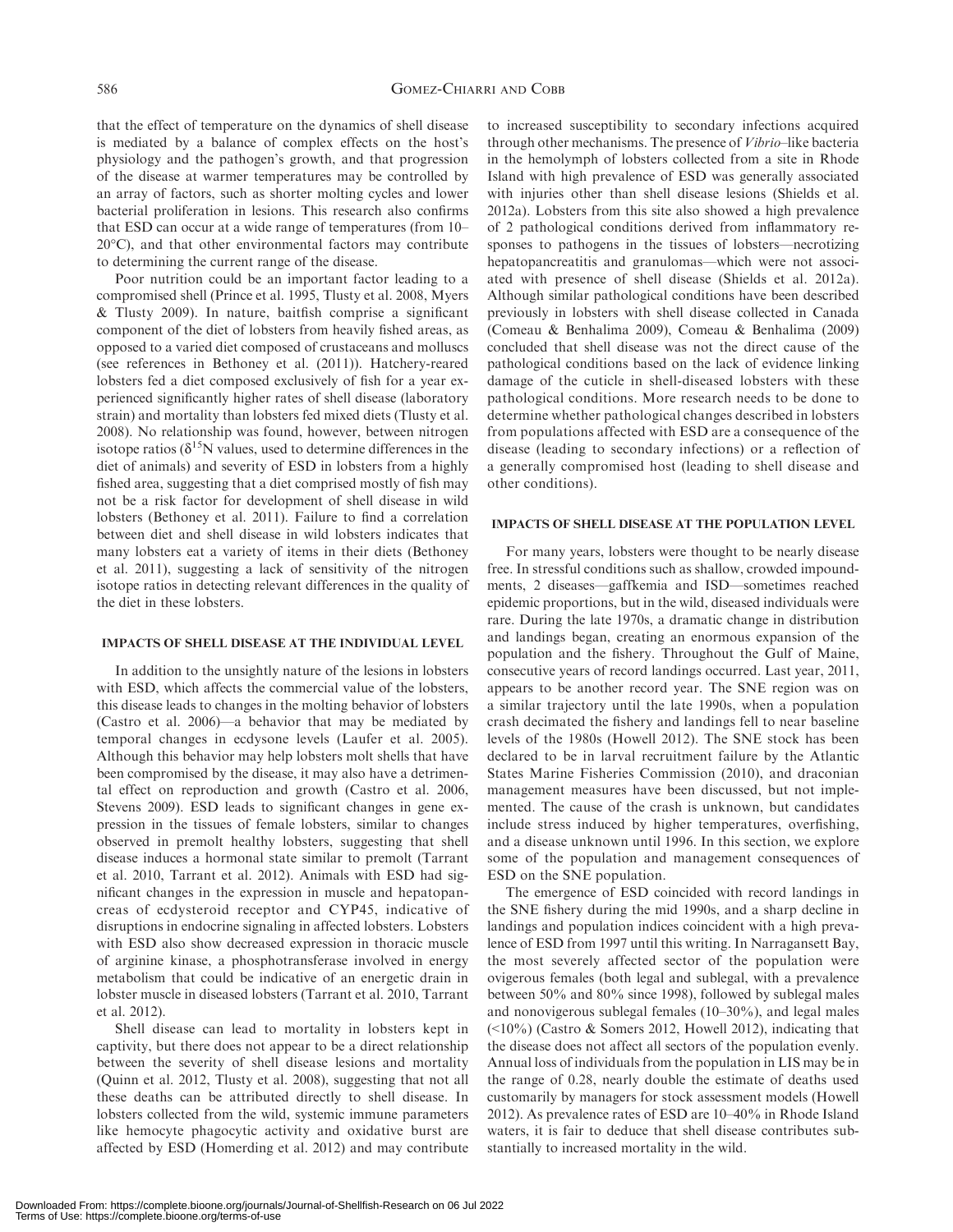that the effect of temperature on the dynamics of shell disease is mediated by a balance of complex effects on the host's physiology and the pathogen's growth, and that progression of the disease at warmer temperatures may be controlled by an array of factors, such as shorter molting cycles and lower bacterial proliferation in lesions. This research also confirms that ESD can occur at a wide range of temperatures (from 10–20°C), and that other environmental factors may contribute to determining the current range of the disease.

Poor nutrition could be an important factor leading to a compromised shell (Prince et al. 1995, Tlusty et al. 2008, Myers & Tlusty 2009). In nature, baitfish comprise a significant component of the diet of lobsters from heavily fished areas, as opposed to a varied diet composed of crustaceans and molluscs (see references in Bethoney et al. (2011)). Hatchery-reared lobsters fed a diet composed exclusively of fish for a year experienced significantly higher rates of shell disease (laboratory strain) and mortality than lobsters fed mixed diets (Tlusty et al. 2008). No relationship was found, however, between nitrogen isotope ratios ($\delta^{15}$N values, used to determine differences in the diet of animals) and severity of ESD in lobsters from a highly fished area, suggesting that a diet comprised mostly of fish may not be a risk factor for development of shell disease in wild lobsters (Bethoney et al. 2011). Failure to find a correlation between diet and shell disease in wild lobsters indicates that many lobsters eat a variety of items in their diets (Bethoney et al. 2011), suggesting a lack of sensitivity of the nitrogen isotope ratios in detecting relevant differences in the quality of the diet in these lobsters.

## IMPACTS OF SHELL DISEASE AT THE INDIVIDUAL LEVEL

In addition to the unsightly nature of the lesions in lobsters with ESD, which affects the commercial value of the lobsters, this disease leads to changes in the molting behavior of lobsters (Castro et al. 2006)—a behavior that may be mediated by temporal changes in ecdysone levels (Laufer et al. 2005). Although this behavior may help lobsters molt shells that have been compromised by the disease, it may also have a detrimental effect on reproduction and growth (Castro et al. 2006, Stevens 2009). ESD leads to significant changes in gene expression in the tissues of female lobsters, similar to changes observed in premolt healthy lobsters, suggesting that shell disease induces a hormonal state similar to premolt (Tarrant et al. 2010, Tarrant et al. 2012). Animals with ESD had significant changes in the expression in muscle and hepatopancreas of ecdysteroid receptor and CYP45, indicative of disruptions in endocrine signaling in affected lobsters. Lobsters with ESD also show decreased expression in thoracic muscle of arginine kinase, a phosphotransferase involved in energy metabolism that could be indicative of an energetic drain in lobster muscle in diseased lobsters (Tarrant et al. 2010, Tarrant et al. 2012).

Shell disease can lead to mortality in lobsters kept in captivity, but there does not appear to be a direct relationship between the severity of shell disease lesions and mortality (Quinn et al. 2012, Tlusty et al. 2008), suggesting that not all these deaths can be attributed directly to shell disease. In lobsters collected from the wild, systemic immune parameters like hemocyte phagocytic activity and oxidative burst are affected by ESD (Homerding et al. 2012) and may contribute to increased susceptibility to secondary infections acquired through other mechanisms. The presence of *Vibrio*–like bacteria in the hemolymph of lobsters collected from a site in Rhode Island with high prevalence of ESD was generally associated with injuries other than shell disease lesions (Shields et al. 2012a). Lobsters from this site also showed a high prevalence of 2 pathological conditions derived from inflammatory responses to pathogens in the tissues of lobsters—necrotizing hepatopancreatitis and granulomas—which were not associated with presence of shell disease (Shields et al. 2012a). Although similar pathological conditions have been described previously in lobsters with shell disease collected in Canada (Comeau & Benhalima 2009), Comeau & Benhalima (2009) concluded that shell disease was not the direct cause of the pathological conditions based on the lack of evidence linking damage of the cuticle in shell-diseased lobsters with these pathological conditions. More research needs to be done to determine whether pathological changes described in lobsters from populations affected with ESD are a consequence of the disease (leading to secondary infections) or a reflection of a generally compromised host (leading to shell disease and other conditions).

## IMPACTS OF SHELL DISEASE AT THE POPULATION LEVEL

For many years, lobsters were thought to be nearly disease free. In stressful conditions such as shallow, crowded impoundments, 2 diseases—gaffkemia and ISD—sometimes reached epidemic proportions, but in the wild, diseased individuals were rare. During the late 1970s, a dramatic change in distribution and landings began, creating an enormous expansion of the population and the fishery. Throughout the Gulf of Maine, consecutive years of record landings occurred. Last year, 2011, appears to be another record year. The SNE region was on a similar trajectory until the late 1990s, when a population crash decimated the fishery and landings fell to near baseline levels of the 1980s (Howell 2012). The SNE stock has been declared to be in larval recruitment failure by the Atlantic States Marine Fisheries Commission (2010), and draconian management measures have been discussed, but not implemented. The cause of the crash is unknown, but candidates include stress induced by higher temperatures, overfishing, and a disease unknown until 1996. In this section, we explore some of the population and management consequences of ESD on the SNE population.

The emergence of ESD coincided with record landings in the SNE fishery during the mid 1990s, and a sharp decline in landings and population indices coincident with a high prevalence of ESD from 1997 until this writing. In Narragansett Bay, the most severely affected sector of the population were ovigerous females (both legal and sublegal, with a prevalence between 50% and 80% since 1998), followed by sublegal males and nonovigerous sublegal females (10–30%), and legal males (<10%) (Castro & Somers 2012, Howell 2012), indicating that the disease does not affect all sectors of the population evenly. Annual loss of individuals from the population in LIS may be in the range of 0.28, nearly double the estimate of deaths used customarily by managers for stock assessment models (Howell 2012). As prevalence rates of ESD are 10–40% in Rhode Island waters, it is fair to deduce that shell disease contributes substantially to increased mortality in the wild.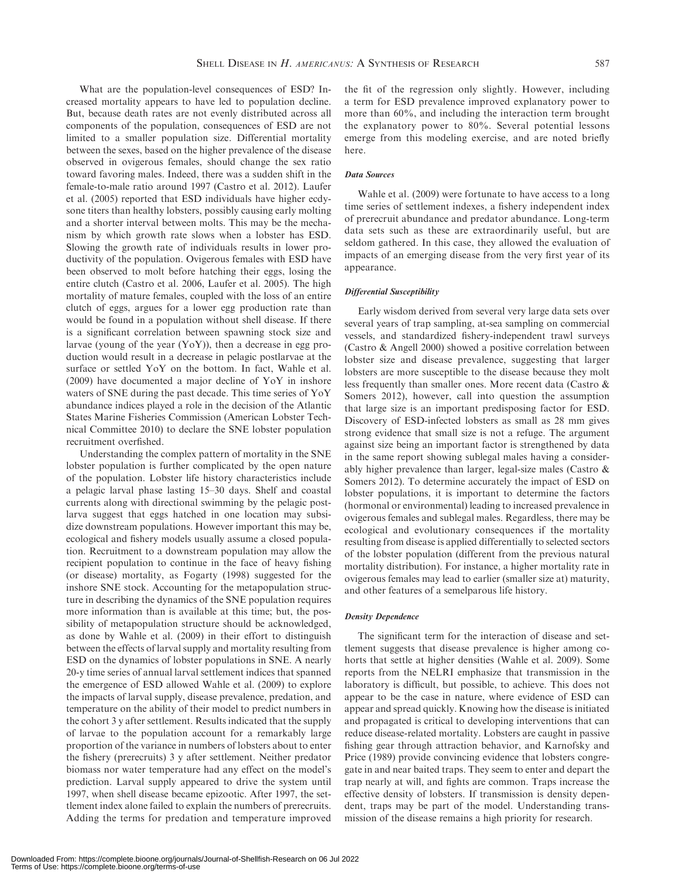What are the population-level consequences of ESD? Increased mortality appears to have led to population decline. But, because death rates are not evenly distributed across all components of the population, consequences of ESD are not limited to a smaller population size. Differential mortality between the sexes, based on the higher prevalence of the disease observed in ovigerous females, should change the sex ratio toward favoring males. Indeed, there was a sudden shift in the female-to-male ratio around 1997 (Castro et al. 2012). Laufer et al. (2005) reported that ESD individuals have higher ecdysone titers than healthy lobsters, possibly causing early molting and a shorter interval between molts. This may be the mechanism by which growth rate slows when a lobster has ESD. Slowing the growth rate of individuals results in lower productivity of the population. Ovigerous females with ESD have been observed to molt before hatching their eggs, losing the entire clutch (Castro et al. 2006, Laufer et al. 2005). The high mortality of mature females, coupled with the loss of an entire clutch of eggs, argues for a lower egg production rate than would be found in a population without shell disease. If there is a significant correlation between spawning stock size and larvae (young of the year (YoY)), then a decrease in egg production would result in a decrease in pelagic postlarvae at the surface or settled YoY on the bottom. In fact, Wahle et al. (2009) have documented a major decline of YoY in inshore waters of SNE during the past decade. This time series of YoY abundance indices played a role in the decision of the Atlantic States Marine Fisheries Commission (American Lobster Technical Committee 2010) to declare the SNE lobster population recruitment overfished.

Understanding the complex pattern of mortality in the SNE lobster population is further complicated by the open nature of the population. Lobster life history characteristics include a pelagic larval phase lasting 15–30 days. Shelf and coastal currents along with directional swimming by the pelagic postlarva suggest that eggs hatched in one location may subsidize downstream populations. However important this may be, ecological and fishery models usually assume a closed population. Recruitment to a downstream population may allow the recipient population to continue in the face of heavy fishing (or disease) mortality, as Fogarty (1998) suggested for the inshore SNE stock. Accounting for the metapopulation structure in describing the dynamics of the SNE population requires more information than is available at this time; but, the possibility of metapopulation structure should be acknowledged, as done by Wahle et al. (2009) in their effort to distinguish between the effects of larval supply and mortality resulting from ESD on the dynamics of lobster populations in SNE. A nearly 20-y time series of annual larval settlement indices that spanned the emergence of ESD allowed Wahle et al. (2009) to explore the impacts of larval supply, disease prevalence, predation, and temperature on the ability of their model to predict numbers in the cohort 3 y after settlement. Results indicated that the supply of larvae to the population account for a remarkably large proportion of the variance in numbers of lobsters about to enter the fishery (prerecruits) 3 y after settlement. Neither predator biomass nor water temperature had any effect on the model's prediction. Larval supply appeared to drive the system until 1997, when shell disease became epizootic. After 1997, the settlement index alone failed to explain the numbers of prerecruits. Adding the terms for predation and temperature improved the fit of the regression only slightly. However, including a term for ESD prevalence improved explanatory power to more than 60%, and including the interaction term brought the explanatory power to 80%. Several potential lessons emerge from this modeling exercise, and are noted briefly here.

#### *Data Sources*

Wahle et al. (2009) were fortunate to have access to a long time series of settlement indexes, a fishery independent index of prerecruit abundance and predator abundance. Long-term data sets such as these are extraordinarily useful, but are seldom gathered. In this case, they allowed the evaluation of impacts of an emerging disease from the very first year of its appearance.

#### *Differential Susceptibility*

Early wisdom derived from several very large data sets over several years of trap sampling, at-sea sampling on commercial vessels, and standardized fishery-independent trawl surveys (Castro & Angell 2000) showed a positive correlation between lobster size and disease prevalence, suggesting that larger lobsters are more susceptible to the disease because they molt less frequently than smaller ones. More recent data (Castro & Somers 2012), however, call into question the assumption that large size is an important predisposing factor for ESD. Discovery of ESD-infected lobsters as small as 28 mm gives strong evidence that small size is not a refuge. The argument against size being an important factor is strengthened by data in the same report showing sublegal males having a considerably higher prevalence than larger, legal-size males (Castro & Somers 2012). To determine accurately the impact of ESD on lobster populations, it is important to determine the factors (hormonal or environmental) leading to increased prevalence in ovigerous females and sublegal males. Regardless, there may be ecological and evolutionary consequences if the mortality resulting from disease is applied differentially to selected sectors of the lobster population (different from the previous natural mortality distribution). For instance, a higher mortality rate in ovigerous females may lead to earlier (smaller size at) maturity, and other features of a semelparous life history.

#### *Density Dependence*

The significant term for the interaction of disease and settlement suggests that disease prevalence is higher among cohorts that settle at higher densities (Wahle et al. 2009). Some reports from the NELRI emphasize that transmission in the laboratory is difficult, but possible, to achieve. This does not appear to be the case in nature, where evidence of ESD can appear and spread quickly. Knowing how the disease is initiated and propagated is critical to developing interventions that can reduce disease-related mortality. Lobsters are caught in passive fishing gear through attraction behavior, and Karnofsky and Price (1989) provide convincing evidence that lobsters congregate in and near baited traps. They seem to enter and depart the trap nearly at will, and fights are common. Traps increase the effective density of lobsters. If transmission is density dependent, traps may be part of the model. Understanding transmission of the disease remains a high priority for research.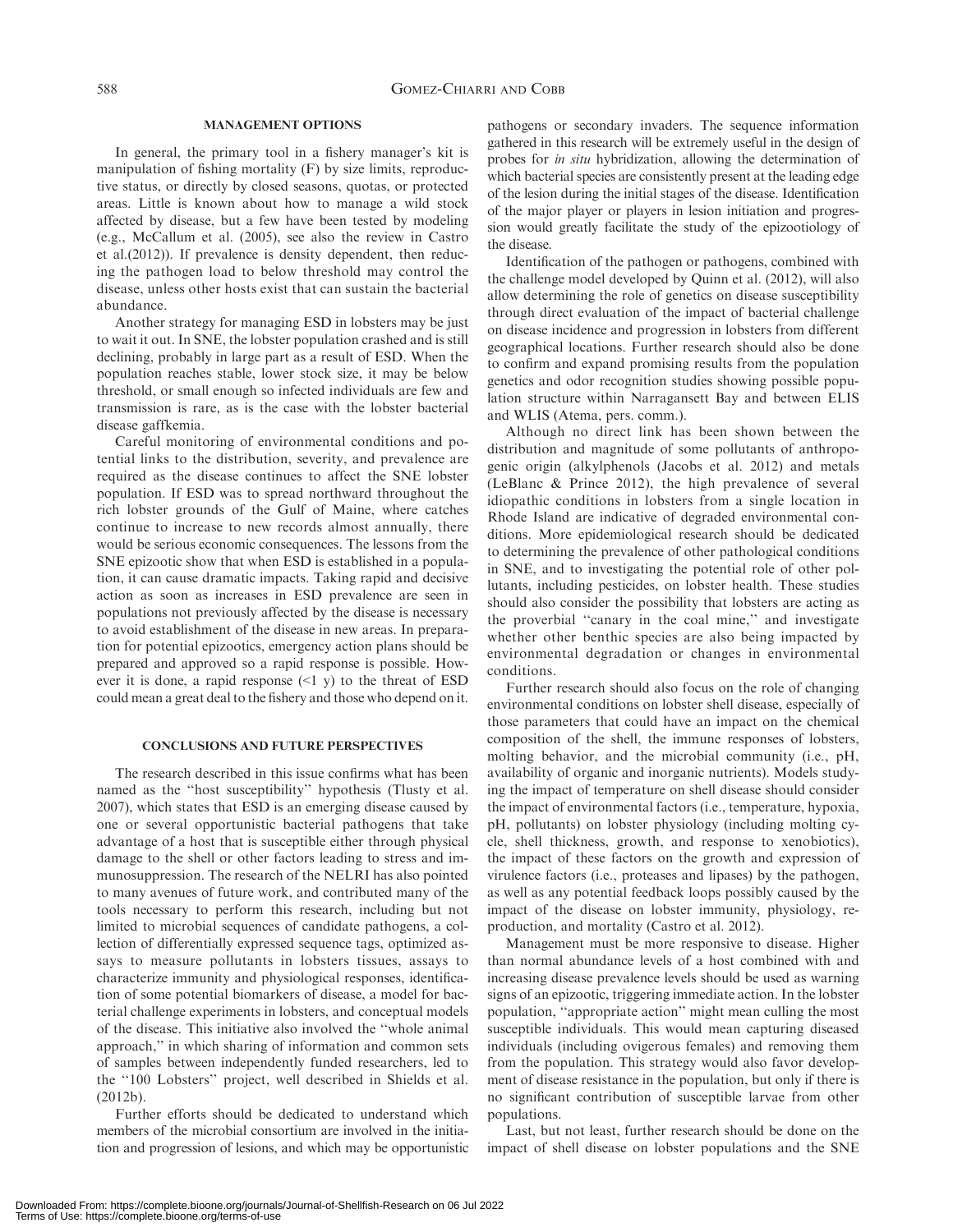## MANAGEMENT OPTIONS

In general, the primary tool in a fishery manager's kit is manipulation of fishing mortality (F) by size limits, reproductive status, or directly by closed seasons, quotas, or protected areas. Little is known about how to manage a wild stock affected by disease, but a few have been tested by modeling (e.g., McCallum et al. (2005), see also the review in Castro et al.(2012)). If prevalence is density dependent, then reducing the pathogen load to below threshold may control the disease, unless other hosts exist that can sustain the bacterial abundance.

Another strategy for managing ESD in lobsters may be just to wait it out. In SNE, the lobster population crashed and is still declining, probably in large part as a result of ESD. When the population reaches stable, lower stock size, it may be below threshold, or small enough so infected individuals are few and transmission is rare, as is the case with the lobster bacterial disease gaffkemia.

Careful monitoring of environmental conditions and potential links to the distribution, severity, and prevalence are required as the disease continues to affect the SNE lobster population. If ESD was to spread northward throughout the rich lobster grounds of the Gulf of Maine, where catches continue to increase to new records almost annually, there would be serious economic consequences. The lessons from the SNE epizootic show that when ESD is established in a population, it can cause dramatic impacts. Taking rapid and decisive action as soon as increases in ESD prevalence are seen in populations not previously affected by the disease is necessary to avoid establishment of the disease in new areas. In preparation for potential epizootics, emergency action plans should be prepared and approved so a rapid response is possible. However it is done, a rapid response (<1 y) to the threat of ESD could mean a great deal to the fishery and those who depend on it.

## CONCLUSIONS AND FUTURE PERSPECTIVES

The research described in this issue confirms what has been named as the "host susceptibility" hypothesis (Tlusty et al. 2007), which states that ESD is an emerging disease caused by one or several opportunistic bacterial pathogens that take advantage of a host that is susceptible either through physical damage to the shell or other factors leading to stress and immunosuppression. The research of the NELRI has also pointed to many avenues of future work, and contributed many of the tools necessary to perform this research, including but not limited to microbial sequences of candidate pathogens, a collection of differentially expressed sequence tags, optimized assays to measure pollutants in lobsters tissues, assays to characterize immunity and physiological responses, identification of some potential biomarkers of disease, a model for bacterial challenge experiments in lobsters, and conceptual models of the disease. This initiative also involved the "whole animal approach," in which sharing of information and common sets of samples between independently funded researchers, led to the "100 Lobsters" project, well described in Shields et al. (2012b).

Further efforts should be dedicated to understand which members of the microbial consortium are involved in the initiation and progression of lesions, and which may be opportunistic pathogens or secondary invaders. The sequence information gathered in this research will be extremely useful in the design of probes for *in situ* hybridization, allowing the determination of which bacterial species are consistently present at the leading edge of the lesion during the initial stages of the disease. Identification of the major player or players in lesion initiation and progression would greatly facilitate the study of the epizootiology of the disease.

Identification of the pathogen or pathogens, combined with the challenge model developed by Quinn et al. (2012), will also allow determining the role of genetics on disease susceptibility through direct evaluation of the impact of bacterial challenge on disease incidence and progression in lobsters from different geographical locations. Further research should also be done to confirm and expand promising results from the population genetics and odor recognition studies showing possible population structure within Narragansett Bay and between ELIS and WLIS (Atema, pers. comm.).

Although no direct link has been shown between the distribution and magnitude of some pollutants of anthropogenic origin (alkylphenols (Jacobs et al. 2012) and metals (LeBlanc & Prince 2012), the high prevalence of several idiopathic conditions in lobsters from a single location in Rhode Island are indicative of degraded environmental conditions. More epidemiological research should be dedicated to determining the prevalence of other pathological conditions in SNE, and to investigating the potential role of other pollutants, including pesticides, on lobster health. These studies should also consider the possibility that lobsters are acting as the proverbial "canary in the coal mine," and investigate whether other benthic species are also being impacted by environmental degradation or changes in environmental conditions.

Further research should also focus on the role of changing environmental conditions on lobster shell disease, especially of those parameters that could have an impact on the chemical composition of the shell, the immune responses of lobsters, molting behavior, and the microbial community (i.e., pH, availability of organic and inorganic nutrients). Models studying the impact of temperature on shell disease should consider the impact of environmental factors (i.e., temperature, hypoxia, pH, pollutants) on lobster physiology (including molting cycle, shell thickness, growth, and response to xenobiotics), the impact of these factors on the growth and expression of virulence factors (i.e., proteases and lipases) by the pathogen, as well as any potential feedback loops possibly caused by the impact of the disease on lobster immunity, physiology, reproduction, and mortality (Castro et al. 2012).

Management must be more responsive to disease. Higher than normal abundance levels of a host combined with and increasing disease prevalence levels should be used as warning signs of an epizootic, triggering immediate action. In the lobster population, "appropriate action" might mean culling the most susceptible individuals. This would mean capturing diseased individuals (including ovigerous females) and removing them from the population. This strategy would also favor development of disease resistance in the population, but only if there is no significant contribution of susceptible larvae from other populations.

Last, but not least, further research should be done on the impact of shell disease on lobster populations and the SNE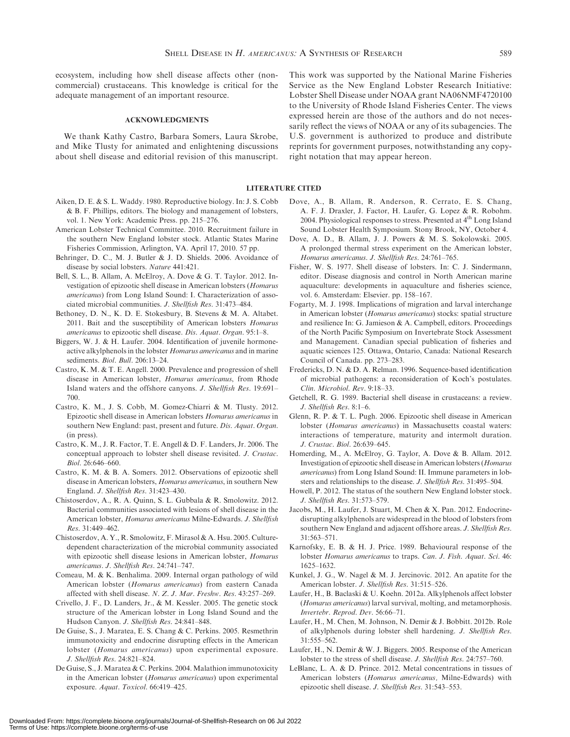ecosystem, including how shell disease affects other (noncommercial) crustaceans. This knowledge is critical for the adequate management of an important resource.

## ACKNOWLEDGMENTS

We thank Kathy Castro, Barbara Somers, Laura Skrobe, and Mike Tlusty for animated and enlightening discussions about shell disease and editorial revision of this manuscript. This work was supported by the National Marine Fisheries Service as the New England Lobster Research Initiative: Lobster Shell Disease under NOAA grant NA06NMF4720100 to the University of Rhode Island Fisheries Center. The views expressed herein are those of the authors and do not necessarily reflect the views of NOAA or any of its subagencies. The U.S. government is authorized to produce and distribute reprints for government purposes, notwithstanding any copyright notation that may appear hereon.

## LITERATURE CITED

Aiken, D. E. & S. L. Waddy. 1980. Reproductive biology. In: J. S. Cobb & B. F. Phillips, editors. The biology and management of lobsters, vol. 1. New York: Academic Press. pp. 215–276.

American Lobster Technical Committee. 2010. Recruitment failure in the southern New England lobster stock. Atlantic States Marine Fisheries Commission, Arlington, VA. April 17, 2010. 57 pp.

Behringer, D. C., M. J. Butler & J. D. Shields. 2006. Avoidance of disease by social lobsters. *Nature* 441:421.

Bell, S. L., B. Allam, A. McElroy, A. Dove & G. T. Taylor. 2012. Investigation of epizootic shell disease in American lobsters (*Homarus americanus*) from Long Island Sound: I. Characterization of associated microbial communities. *J. Shellfish Res.* 31:473–484.

Bethoney, D. N., K. D. E. Stokesbury, B. Stevens & M. A. Altabet. 2011. Bait and the susceptibility of American lobsters *Homarus americanus* to epizootic shell disease. *Dis. Aquat. Organ.* 95:1–8.

Biggers, W. J. & H. Laufer. 2004. Identification of juvenile hormone-active alkylphenols in the lobster *Homarus americanus* and in marine sediments. *Biol. Bull.* 206:13–24.

Castro, K. M. & T. E. Angell. 2000. Prevalence and progression of shell disease in American lobster, *Homarus americanus*, from Rhode Island waters and the offshore canyons. *J. Shellfish Res.* 19:691–700.

Castro, K. M., J. S. Cobb, M. Gomez-Chiarri & M. Tlusty. 2012. Epizootic shell disease in American lobsters *Homarus americanus* in southern New England: past, present and future. *Dis. Aquat. Organ.* (in press).

Castro, K. M., J. R. Factor, T. E. Angell & D. F. Landers, Jr. 2006. The conceptual approach to lobster shell disease revisited. *J. Crustac. Biol.* 26:646–660.

Castro, K. M. & B. A. Somers. 2012. Observations of epizootic shell disease in American lobsters, *Homarus americanus*, in southern New England. *J. Shellfish Res.* 31:423–430.

Chistoserdov, A., R. A. Quinn, S. L. Gubbala & R. Smolowitz. 2012. Bacterial communities associated with lesions of shell disease in the American lobster, *Homarus americanus* Milne-Edwards. *J. Shellfish Res.* 31:449–462.

Chistoserdov, A. Y., R. Smolowitz, F. Mirasol & A. Hsu. 2005. Culture-dependent characterization of the microbial community associated with epizootic shell disease lesions in American lobster, *Homarus americanus*. *J. Shellfish Res.* 24:741–747.

Comeau, M. & K. Benhalima. 2009. Internal organ pathology of wild American lobster (*Homarus americanus*) from eastern Canada affected with shell disease. *N. Z. J. Mar. Freshw. Res.* 43:257–269.

Crivello, J. F., D. Landers, Jr., & M. Kessler. 2005. The genetic stock structure of the American lobster in Long Island Sound and the Hudson Canyon. *J. Shellfish Res.* 24:841–848.

De Guise, S., J. Maratea, E. S. Chang & C. Perkins. 2005. Resmethrin immunotoxicity and endocrine disrupting effects in the American lobster (*Homarus americanus*) upon experimental exposure. *J. Shellfish Res.* 24:821–824.

De Guise, S., J. Maratea & C. Perkins. 2004. Malathion immunotoxicity in the American lobster (*Homarus americanus*) upon experimental exposure. *Aquat. Toxicol.* 66:419–425.

Dove, A., B. Allam, R. Anderson, R. Cerrato, E. S. Chang, A. F. J. Draxler, J. Factor, H. Laufer, G. Lopez & R. Robohm. 2004. Physiological responses to stress. Presented at 4th Long Island Sound Lobster Health Symposium. Stony Brook, NY, October 4.

Dove, A. D., B. Allam, J. J. Powers & M. S. Sokolowski. 2005. A prolonged thermal stress experiment on the American lobster, *Homarus americanus*. *J. Shellfish Res.* 24:761–765.

Fisher, W. S. 1977. Shell disease of lobsters. In: C. J. Sindermann, editor. Disease diagnosis and control in North American marine aquaculture: developments in aquaculture and fisheries science, vol. 6. Amsterdam: Elsevier. pp. 158–167.

Fogarty, M. J. 1998. Implications of migration and larval interchange in American lobster (*Homarus americanus*) stocks: spatial structure and resilience In: G. Jamieson & A. Campbell, editors. Proceedings of the North Pacific Symposium on Invertebrate Stock Assessment and Management. Canadian special publication of fisheries and aquatic sciences 125. Ottawa, Ontario, Canada: National Research Council of Canada. pp. 273–283.

Fredericks, D. N. & D. A. Relman. 1996. Sequence-based identification of microbial pathogens: a reconsideration of Koch's postulates. *Clin. Microbiol. Rev.* 9:18–33.

Getchell, R. G. 1989. Bacterial shell disease in crustaceans: a review. *J. Shellfish Res.* 8:1–6.

Glenn, R. P. & T. L. Pugh. 2006. Epizootic shell disease in American lobster (*Homarus americanus*) in Massachusetts coastal waters: interactions of temperature, maturity and intermolt duration. *J. Crustac. Biol.* 26:639–645.

Homerding, M., A. McElroy, G. Taylor, A. Dove & B. Allam. 2012. Investigation of epizootic shell disease in American lobsters (*Homarus americanus*) from Long Island Sound: II. Immune parameters in lobsters and relationships to the disease. *J. Shellfish Res.* 31:495–504.

Howell, P. 2012. The status of the southern New England lobster stock. *J. Shellfish Res.* 31:573–579.

Jacobs, M., H. Laufer, J. Stuart, M. Chen & X. Pan. 2012. Endocrine-disrupting alkylphenols are widespread in the blood of lobsters from southern New England and adjacent offshore areas. *J. Shellfish Res.* 31:563–571.

Karnofsky, E. B. & H. J. Price. 1989. Behavioural response of the lobster *Homarus americanus* to traps. *Can. J. Fish. Aquat. Sci.* 46: 1625–1632.

Kunkel, J. G., W. Nagel & M. J. Jercinovic. 2012. An apatite for the American lobster. *J. Shellfish Res.* 31:515–526.

Laufer, H., B. Baclaski & U. Koehn. 2012a. Alkylphenols affect lobster (*Homarus americanus*) larval survival, molting, and metamorphosis. *Invertebr. Reprod. Dev.* 56:66–71.

Laufer, H., M. Chen, M. Johnson, N. Demir & J. Bobbitt. 2012b. Role of alkylphenols during lobster shell hardening. *J. Shellfish Res.* 31:555–562.

Laufer, H., N. Demir & W. J. Biggers. 2005. Response of the American lobster to the stress of shell disease. *J. Shellfish Res.* 24:757–760.

LeBlanc, L. A. & D. Prince. 2012. Metal concentrations in tissues of American lobsters (*Homarus americanus,* Milne-Edwards) with epizootic shell disease. *J. Shellfish Res.* 31:543–553.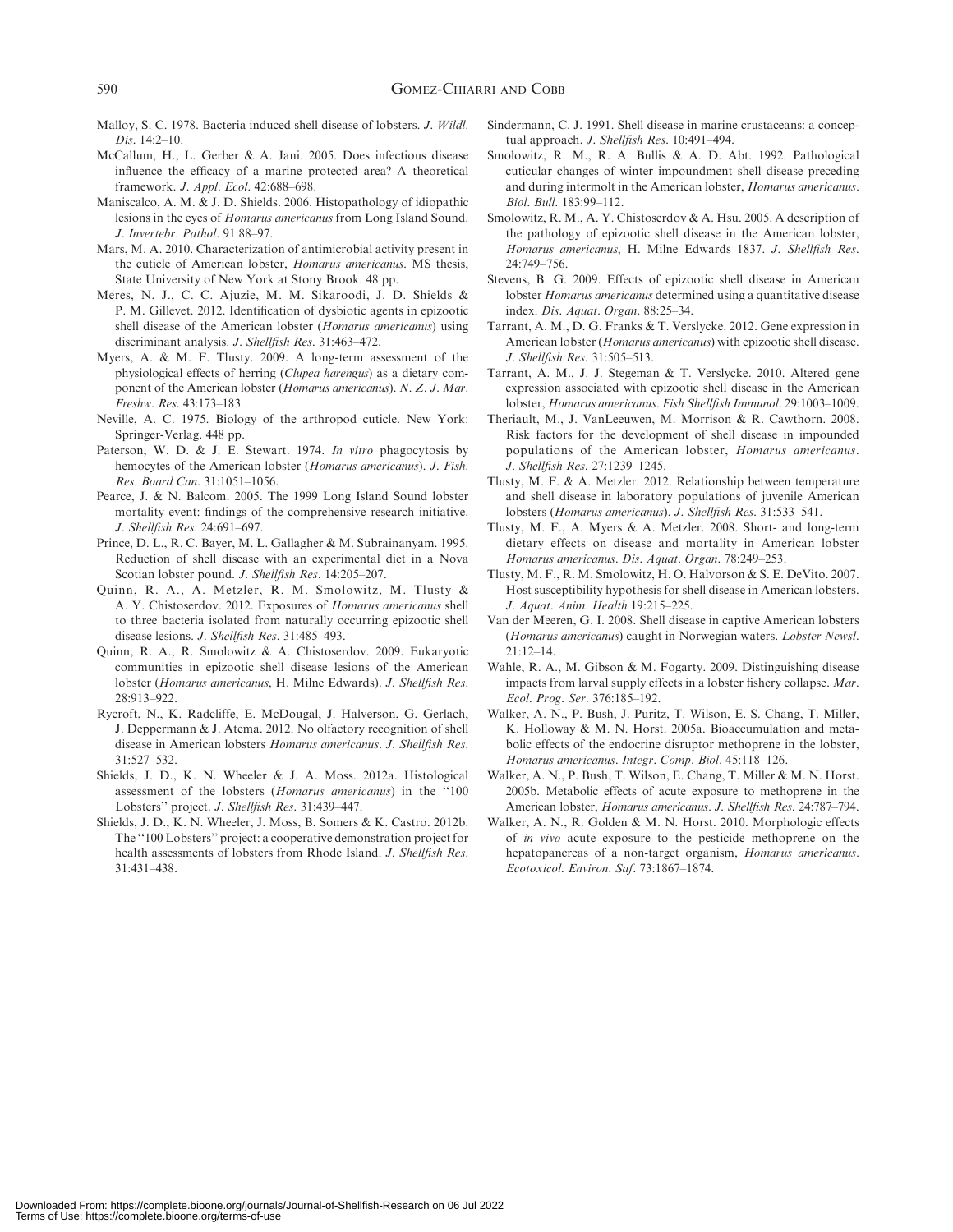Malloy, S. C. 1978. Bacteria induced shell disease of lobsters. *J. Wildl. Dis.* 14:2–10.

McCallum, H., L. Gerber & A. Jani. 2005. Does infectious disease influence the efficacy of a marine protected area? A theoretical framework. *J. Appl. Ecol.* 42:688–698.

Maniscalco, A. M. & J. D. Shields. 2006. Histopathology of idiopathic lesions in the eyes of *Homarus americanus* from Long Island Sound. *J. Invertebr. Pathol.* 91:88–97.

Mars, M. A. 2010. Characterization of antimicrobial activity present in the cuticle of American lobster, *Homarus americanus*. MS thesis, State University of New York at Stony Brook. 48 pp.

Meres, N. J., C. C. Ajuzie, M. M. Sikaroodi, J. D. Shields & P. M. Gillevet. 2012. Identification of dysbiotic agents in epizootic shell disease of the American lobster (*Homarus americanus*) using discriminant analysis. *J. Shellfish Res.* 31:463–472.

Myers, A. & M. F. Tlusty. 2009. A long-term assessment of the physiological effects of herring (*Clupea harengus*) as a dietary component of the American lobster (*Homarus americanus*). *N. Z. J. Mar. Freshw. Res.* 43:173–183.

Neville, A. C. 1975. Biology of the arthropod cuticle. New York: Springer-Verlag. 448 pp.

Paterson, W. D. & J. E. Stewart. 1974. *In vitro* phagocytosis by hemocytes of the American lobster (*Homarus americanus*). *J. Fish. Res. Board Can.* 31:1051–1056.

Pearce, J. & N. Balcom. 2005. The 1999 Long Island Sound lobster mortality event: findings of the comprehensive research initiative. *J. Shellfish Res.* 24:691–697.

Prince, D. L., R. C. Bayer, M. L. Gallagher & M. Subrainanyam. 1995. Reduction of shell disease with an experimental diet in a Nova Scotian lobster pound. *J. Shellfish Res.* 14:205–207.

Quinn, R. A., A. Metzler, R. M. Smolowitz, M. Tlusty & A. Y. Chistoserdov. 2012. Exposures of *Homarus americanus* shell to three bacteria isolated from naturally occurring epizootic shell disease lesions. *J. Shellfish Res.* 31:485–493.

Quinn, R. A., R. Smolowitz & A. Chistoserdov. 2009. Eukaryotic communities in epizootic shell disease lesions of the American lobster (*Homarus americanus*, H. Milne Edwards). *J. Shellfish Res.* 28:913–922.

Rycroft, N., K. Radcliffe, E. McDougal, J. Halverson, G. Gerlach, J. Deppermann & J. Atema. 2012. No olfactory recognition of shell disease in American lobsters *Homarus americanus*. *J. Shellfish Res.* 31:527–532.

Shields, J. D., K. N. Wheeler & J. A. Moss. 2012a. Histological assessment of the lobsters (*Homarus americanus*) in the ''100 Lobsters'' project. *J. Shellfish Res.* 31:439–447.

Shields, J. D., K. N. Wheeler, J. Moss, B. Somers & K. Castro. 2012b. The ''100 Lobsters'' project: a cooperative demonstration project for health assessments of lobsters from Rhode Island. *J. Shellfish Res.* 31:431–438.

Sindermann, C. J. 1991. Shell disease in marine crustaceans: a conceptual approach. *J. Shellfish Res.* 10:491–494.

Smolowitz, R. M., R. A. Bullis & A. D. Abt. 1992. Pathological cuticular changes of winter impoundment shell disease preceding and during intermolt in the American lobster, *Homarus americanus*. *Biol. Bull.* 183:99–112.

Smolowitz, R. M., A. Y. Chistoserdov & A. Hsu. 2005. A description of the pathology of epizootic shell disease in the American lobster, *Homarus americanus*, H. Milne Edwards 1837. *J. Shellfish Res.* 24:749–756.

Stevens, B. G. 2009. Effects of epizootic shell disease in American lobster *Homarus americanus* determined using a quantitative disease index. *Dis. Aquat. Organ.* 88:25–34.

Tarrant, A. M., D. G. Franks & T. Verslycke. 2012. Gene expression in American lobster (*Homarus americanus*) with epizootic shell disease. *J. Shellfish Res.* 31:505–513.

Tarrant, A. M., J. J. Stegeman & T. Verslycke. 2010. Altered gene expression associated with epizootic shell disease in the American lobster, *Homarus americanus*. *Fish Shellfish Immunol.* 29:1003–1009.

Theriault, M., J. VanLeeuwen, M. Morrison & R. Cawthorn. 2008. Risk factors for the development of shell disease in impounded populations of the American lobster, *Homarus americanus*. *J. Shellfish Res.* 27:1239–1245.

Tlusty, M. F. & A. Metzler. 2012. Relationship between temperature and shell disease in laboratory populations of juvenile American lobsters (*Homarus americanus*). *J. Shellfish Res.* 31:533–541.

Tlusty, M. F., A. Myers & A. Metzler. 2008. Short- and long-term dietary effects on disease and mortality in American lobster *Homarus americanus*. *Dis. Aquat. Organ.* 78:249–253.

Tlusty, M. F., R. M. Smolowitz, H. O. Halvorson & S. E. DeVito. 2007. Host susceptibility hypothesis for shell disease in American lobsters. *J. Aquat. Anim. Health* 19:215–225.

Van der Meeren, G. I. 2008. Shell disease in captive American lobsters (*Homarus americanus*) caught in Norwegian waters. *Lobster Newsl.* 21:12–14.

Wahle, R. A., M. Gibson & M. Fogarty. 2009. Distinguishing disease impacts from larval supply effects in a lobster fishery collapse. *Mar. Ecol. Prog. Ser.* 376:185–192.

Walker, A. N., P. Bush, J. Puritz, T. Wilson, E. S. Chang, T. Miller, K. Holloway & M. N. Horst. 2005a. Bioaccumulation and metabolic effects of the endocrine disruptor methoprene in the lobster, *Homarus americanus*. *Integr. Comp. Biol.* 45:118–126.

Walker, A. N., P. Bush, T. Wilson, E. Chang, T. Miller & M. N. Horst. 2005b. Metabolic effects of acute exposure to methoprene in the American lobster, *Homarus americanus*. *J. Shellfish Res.* 24:787–794.

Walker, A. N., R. Golden & M. N. Horst. 2010. Morphologic effects of *in vivo* acute exposure to the pesticide methoprene on the hepatopancreas of a non-target organism, *Homarus americanus*. *Ecotoxicol. Environ. Saf.* 73:1867–1874.